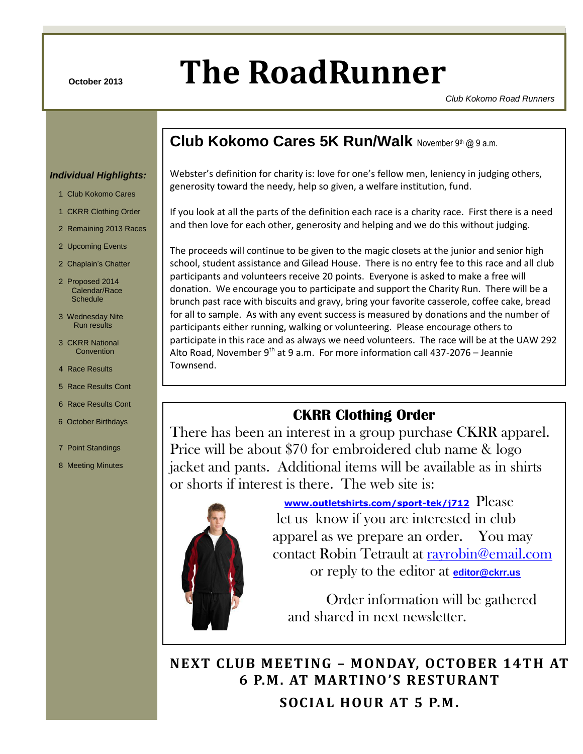October 2013

# The RoadRunner

*Club Kokomo Road Runners*

***Individual Highlights:***

1 Club Kokomo Cares
1 CKRR Clothing Order
2 Remaining 2013 Races
2 Upcoming Events
2 Chaplain's Chatter
2 Proposed 2014 Calendar/Race Schedule
3 Wednesday Nite Run results
3 CKRR National Convention
4 Race Results
5 Race Results Cont
6 Race Results Cont
6 October Birthdays
7 Point Standings
8 Meeting Minutes

## Club Kokomo Cares 5K Run/Walk November 9th @ 9 a.m.

Webster's definition for charity is: love for one's fellow men, leniency in judging others, generosity toward the needy, help so given, a welfare institution, fund.

If you look at all the parts of the definition each race is a charity race. First there is a need and then love for each other, generosity and helping and we do this without judging.

The proceeds will continue to be given to the magic closets at the junior and senior high school, student assistance and Gilead House. There is no entry fee to this race and all club participants and volunteers receive 20 points. Everyone is asked to make a free will donation. We encourage you to participate and support the Charity Run. There will be a brunch past race with biscuits and gravy, bring your favorite casserole, coffee cake, bread for all to sample. As with any event success is measured by donations and the number of participants either running, walking or volunteering. Please encourage others to participate in this race and as always we need volunteers. The race will be at the UAW 292 Alto Road, November 9th at 9 a.m. For more information call 437-2076 – Jeannie Townsend.

## CKRR Clothing Order

There has been an interest in a group purchase CKRR apparel. Price will be about $70 for embroidered club name & logo jacket and pants. Additional items will be available as in shirts or shorts if interest is there. The web site is: **www.outletshirts.com/sport-tek/j712** Please let us know if you are interested in club apparel as we prepare an order. You may contact Robin Tetrault at rayrobin@email.com or reply to the editor at **editor@ckrr.us**

Order information will be gathered and shared in next newsletter.

**NEXT CLUB MEETING – MONDAY, OCTOBER 14TH AT 6 P.M. AT MARTINO'S RESTURANT**

**SOCIAL HOUR AT 5 P.M.**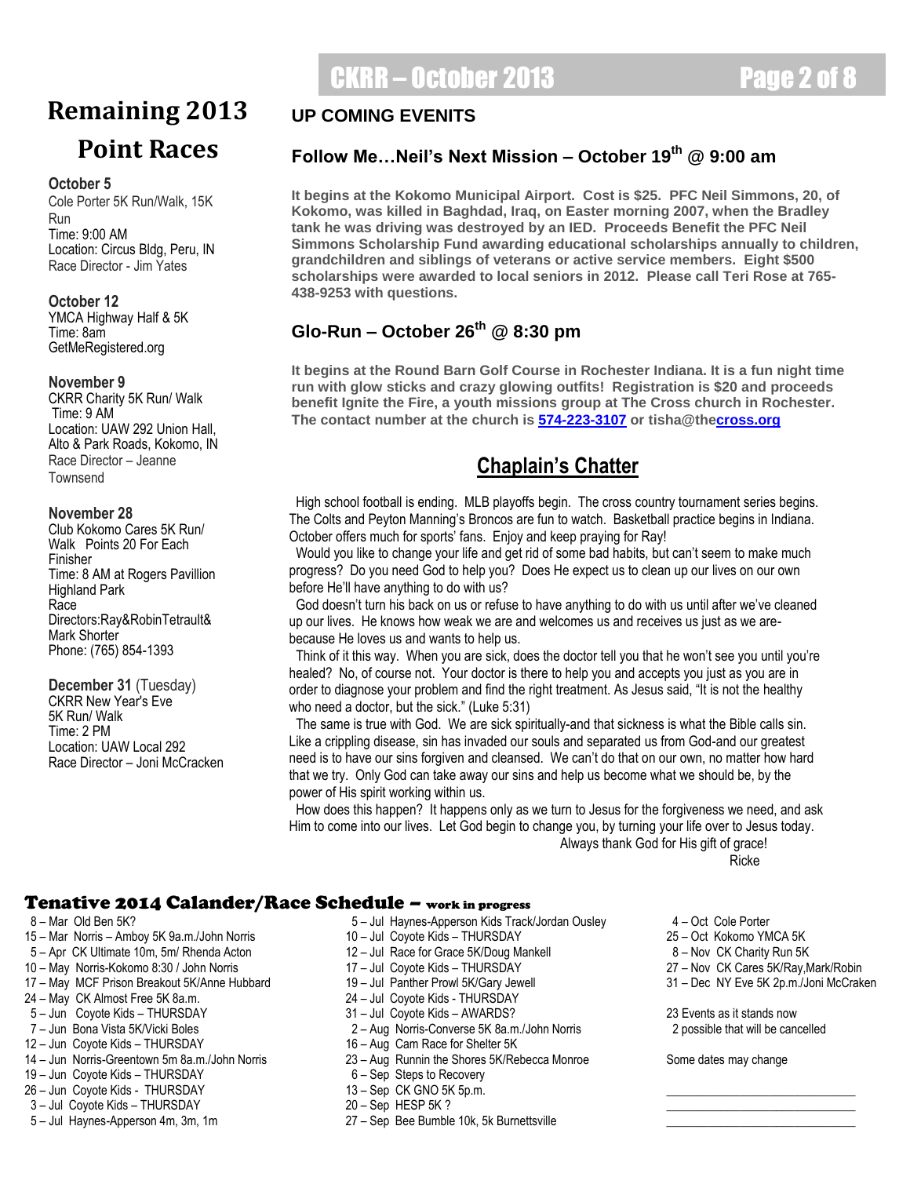# Remaining 2013 Point Races

**October 5**
Cole Porter 5K Run/Walk, 15K Run
Time: 9:00 AM
Location: Circus Bldg, Peru, IN
Race Director - Jim Yates

**October 12**
YMCA Highway Half & 5K
Time: 8am
GetMeRegistered.org

**November 9**
CKRR Charity 5K Run/ Walk
Time: 9 AM
Location: UAW 292 Union Hall, Alto & Park Roads, Kokomo, IN
Race Director – Jeanne Townsend

**November 28**
Club Kokomo Cares 5K Run/ Walk Points 20 For Each Finisher
Time: 8 AM at Rogers Pavillion Highland Park
Race Directors:Ray&RobinTetrault& Mark Shorter
Phone: (765) 854-1393

**December 31** (Tuesday)
CKRR New Year's Eve 5K Run/ Walk
Time: 2 PM
Location: UAW Local 292
Race Director – Joni McCracken

## UP COMING EVENITS

### Follow Me…Neil's Next Mission – October 19th @ 9:00 am

**It begins at the Kokomo Municipal Airport. Cost is $25. PFC Neil Simmons, 20, of Kokomo, was killed in Baghdad, Iraq, on Easter morning 2007, when the Bradley tank he was driving was destroyed by an IED. Proceeds Benefit the PFC Neil Simmons Scholarship Fund awarding educational scholarships annually to children, grandchildren and siblings of veterans or active service members. Eight $500 scholarships were awarded to local seniors in 2012. Please call Teri Rose at 765-438-9253 with questions.**

### Glo-Run – October 26th @ 8:30 pm

**It begins at the Round Barn Golf Course in Rochester Indiana. It is a fun night time run with glow sticks and crazy glowing outfits! Registration is $20 and proceeds benefit Ignite the Fire, a youth missions group at The Cross church in Rochester. The contact number at the church is 574-223-3107 or tisha@thecross.org**

## Chaplain's Chatter

High school football is ending. MLB playoffs begin. The cross country tournament series begins. The Colts and Peyton Manning's Broncos are fun to watch. Basketball practice begins in Indiana. October offers much for sports' fans. Enjoy and keep praying for Ray!

Would you like to change your life and get rid of some bad habits, but can't seem to make much progress? Do you need God to help you? Does He expect us to clean up our lives on our own before He'll have anything to do with us?

God doesn't turn his back on us or refuse to have anything to do with us until after we've cleaned up our lives. He knows how weak we are and welcomes us and receives us just as we are-because He loves us and wants to help us.

Think of it this way. When you are sick, does the doctor tell you that he won't see you until you're healed? No, of course not. Your doctor is there to help you and accepts you just as you are in order to diagnose your problem and find the right treatment. As Jesus said, "It is not the healthy who need a doctor, but the sick." (Luke 5:31)

The same is true with God. We are sick spiritually-and that sickness is what the Bible calls sin. Like a crippling disease, sin has invaded our souls and separated us from God-and our greatest need is to have our sins forgiven and cleansed. We can't do that on our own, no matter how hard that we try. Only God can take away our sins and help us become what we should be, by the power of His spirit working within us.

How does this happen? It happens only as we turn to Jesus for the forgiveness we need, and ask Him to come into our lives. Let God begin to change you, by turning your life over to Jesus today.

Always thank God for His gift of grace!

Ricke

## Tenative 2014 Calander/Race Schedule – work in progress

8 – Mar Old Ben 5K?
15 – Mar Norris – Amboy 5K 9a.m./John Norris
5 – Apr CK Ultimate 10m, 5m/ Rhenda Acton
10 – May Norris-Kokomo 8:30 / John Norris
17 – May MCF Prison Breakout 5K/Anne Hubbard
24 – May CK Almost Free 5K 8a.m.
5 – Jun Coyote Kids – THURSDAY
7 – Jun Bona Vista 5K/Vicki Boles
12 – Jun Coyote Kids – THURSDAY
14 – Jun Norris-Greentown 5m 8a.m./John Norris
19 – Jun Coyote Kids – THURSDAY
26 – Jun Coyote Kids - THURSDAY
3 – Jul Coyote Kids – THURSDAY
5 – Jul Haynes-Apperson 4m, 3m, 1m
5 – Jul Haynes-Apperson Kids Track/Jordan Ousley
10 – Jul Coyote Kids – THURSDAY
12 – Jul Race for Grace 5K/Doug Mankell
17 – Jul Coyote Kids – THURSDAY
19 – Jul Panther Prowl 5K/Gary Jewell
24 – Jul Coyote Kids - THURSDAY
31 – Jul Coyote Kids – AWARDS?
2 – Aug Norris-Converse 5K 8a.m./John Norris
16 – Aug Cam Race for Shelter 5K
23 – Aug Runnin the Shores 5K/Rebecca Monroe
6 – Sep Steps to Recovery
13 – Sep CK GNO 5K 5p.m.
20 – Sep HESP 5K ?
27 – Sep Bee Bumble 10k, 5k Burnettsville
4 – Oct Cole Porter
25 – Oct Kokomo YMCA 5K
8 – Nov CK Charity Run 5K
27 – Nov CK Cares 5K/Ray,Mark/Robin
31 – Dec NY Eve 5K 2p.m./Joni McCraken

23 Events as it stands now
2 possible that will be cancelled

Some dates may change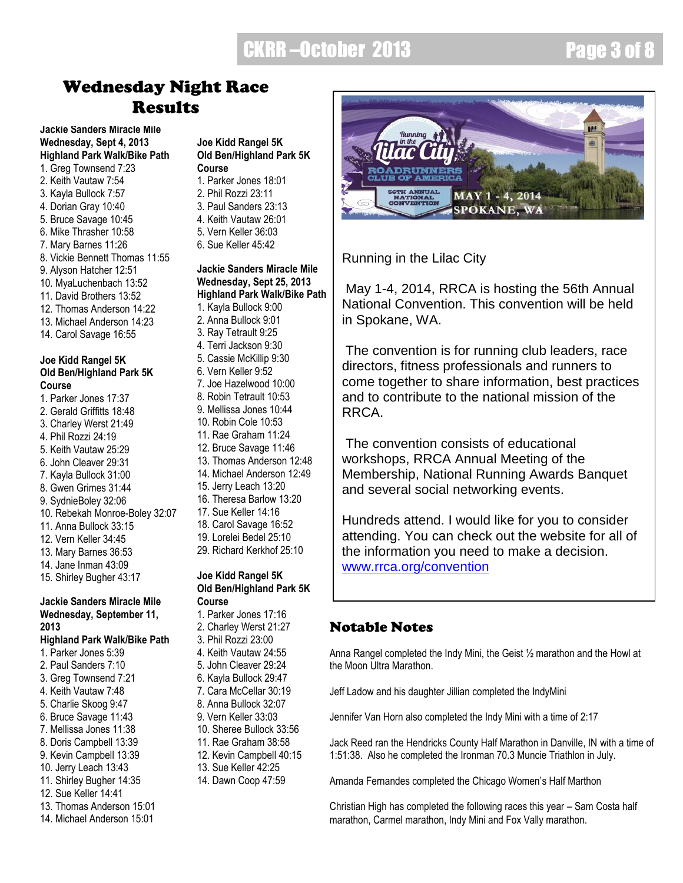# Wednesday Night Race Results

**Jackie Sanders Miracle Mile**
**Wednesday, Sept 4, 2013**
**Highland Park Walk/Bike Path**

1. Greg Townsend 7:23
2. Keith Vautaw 7:54
3. Kayla Bullock 7:57
4. Dorian Gray 10:40
5. Bruce Savage 10:45
6. Mike Thrasher 10:58
7. Mary Barnes 11:26
8. Vickie Bennett Thomas 11:55
9. Alyson Hatcher 12:51
10. MyaLuchenbach 13:52
11. David Brothers 13:52
12. Thomas Anderson 14:22
13. Michael Anderson 14:23
14. Carol Savage 16:55

**Joe Kidd Rangel 5K**
**Old Ben/Highland Park 5K Course**

1. Parker Jones 17:37
2. Gerald Griffitts 18:48
3. Charley Werst 21:49
4. Phil Rozzi 24:19
5. Keith Vautaw 25:29
6. John Cleaver 29:31
7. Kayla Bullock 31:00
8. Gwen Grimes 31:44
9. SydnieBoley 32:06
10. Rebekah Monroe-Boley 32:07
11. Anna Bullock 33:15
12. Vern Keller 34:45
13. Mary Barnes 36:53
14. Jane Inman 43:09
15. Shirley Bugher 43:17

**Jackie Sanders Miracle Mile**
**Wednesday, September 11, 2013**
**Highland Park Walk/Bike Path**

1. Parker Jones 5:39
2. Paul Sanders 7:10
3. Greg Townsend 7:21
4. Keith Vautaw 7:48
5. Charlie Skoog 9:47
6. Bruce Savage 11:43
7. Mellissa Jones 11:38
8. Doris Campbell 13:39
9. Kevin Campbell 13:39
10. Jerry Leach 13:43
11. Shirley Bugher 14:35
12. Sue Keller 14:41
13. Thomas Anderson 15:01
14. Michael Anderson 15:01

**Joe Kidd Rangel 5K**
**Old Ben/Highland Park 5K Course**

1. Parker Jones 18:01
2. Phil Rozzi 23:11
3. Paul Sanders 23:13
4. Keith Vautaw 26:01
5. Vern Keller 36:03
6. Sue Keller 45:42

**Jackie Sanders Miracle Mile**
**Wednesday, Sept 25, 2013**
**Highland Park Walk/Bike Path**

1. Kayla Bullock 9:00
2. Anna Bullock 9:01
3. Ray Tetrault 9:25
4. Terri Jackson 9:30
5. Cassie McKillip 9:30
6. Vern Keller 9:52
7. Joe Hazelwood 10:00
8. Robin Tetrault 10:53
9. Mellissa Jones 10:44
10. Robin Cole 10:53
11. Rae Graham 11:24
12. Bruce Savage 11:46
13. Thomas Anderson 12:48
14. Michael Anderson 12:49
15. Jerry Leach 13:20
16. Theresa Barlow 13:20
17. Sue Keller 14:16
18. Carol Savage 16:52
19. Lorelei Bedel 25:10
29. Richard Kerkhof 25:10

**Joe Kidd Rangel 5K**
**Old Ben/Highland Park 5K Course**

1. Parker Jones 17:16
2. Charley Werst 21:27
3. Phil Rozzi 23:00
4. Keith Vautaw 24:55
5. John Cleaver 29:24
6. Kayla Bullock 29:47
7. Cara McCellar 30:19
8. Anna Bullock 32:07
9. Vern Keller 33:03
10. Sheree Bullock 33:56
11. Rae Graham 38:58
12. Kevin Campbell 40:15
13. Sue Keller 42:25
14. Dawn Coop 47:59

Running in the Lilac City — Roadrunners Club of America — 56th Annual National Convention — May 1 - 4, 2014 — Spokane, WA

Running in the Lilac City

May 1-4, 2014, RRCA is hosting the 56th Annual National Convention. This convention will be held in Spokane, WA.

The convention is for running club leaders, race directors, fitness professionals and runners to come together to share information, best practices and to contribute to the national mission of the RRCA.

The convention consists of educational workshops, RRCA Annual Meeting of the Membership, National Running Awards Banquet and several social networking events.

Hundreds attend. I would like for you to consider attending. You can check out the website for all of the information you need to make a decision.
www.rrca.org/convention

## Notable Notes

Anna Rangel completed the Indy Mini, the Geist ½ marathon and the Howl at the Moon Ultra Marathon.

Jeff Ladow and his daughter Jillian completed the IndyMini

Jennifer Van Horn also completed the Indy Mini with a time of 2:17

Jack Reed ran the Hendricks County Half Marathon in Danville, IN with a time of 1:51:38. Also he completed the Ironman 70.3 Muncie Triathlon in July.

Amanda Fernandes completed the Chicago Women's Half Marthon

Christian High has completed the following races this year – Sam Costa half marathon, Carmel marathon, Indy Mini and Fox Vally marathon.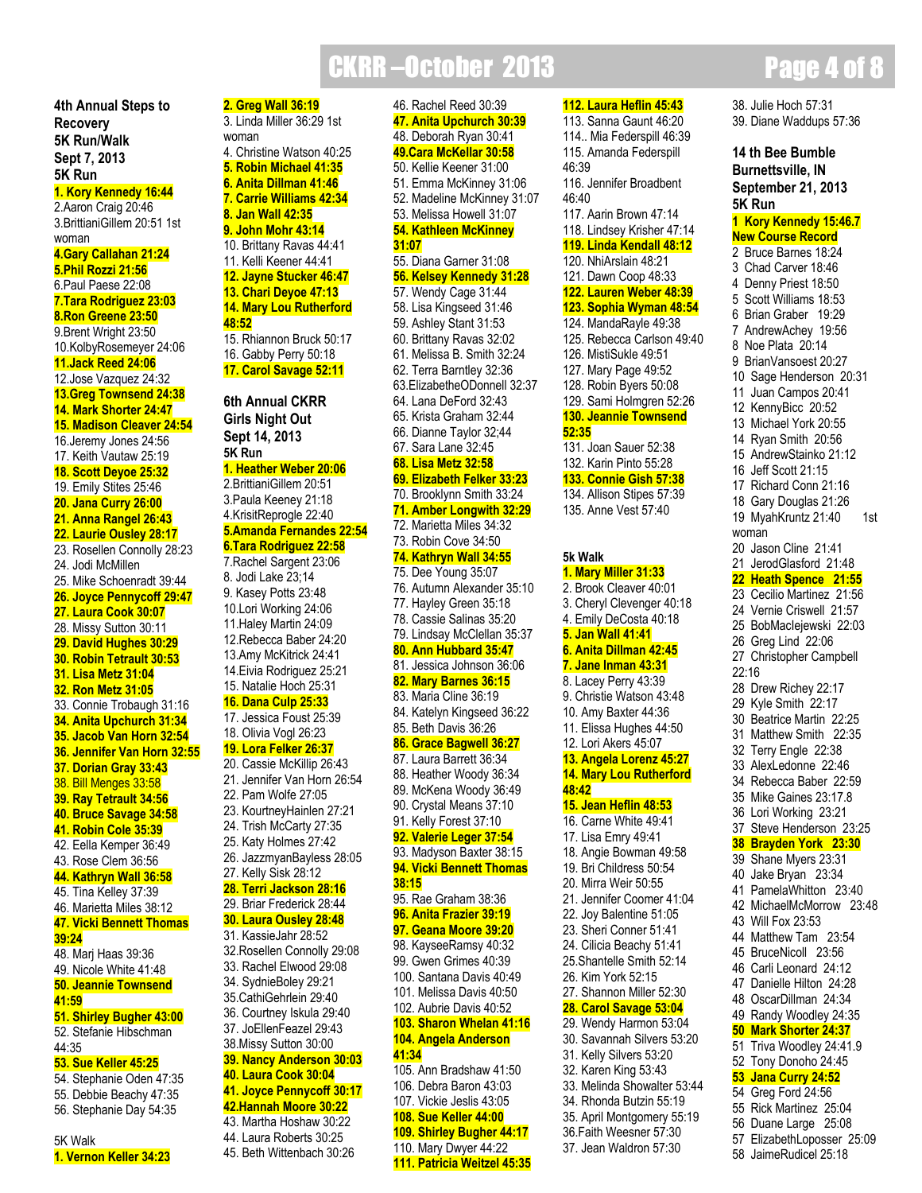### 4th Annual Steps to Recovery 5K Run/Walk
### Sept 7, 2013
### 5K Run

**1. Kory Kennedy 16:44**
2.Aaron Craig 20:46
3.BrittianiGillem 20:51 1st woman
**4.Gary Callahan 21:24**
**5.Phil Rozzi 21:56**
6.Paul Paese 22:08
**7.Tara Rodriguez 23:03**
**8.Ron Greene 23:50**
9.Brent Wright 23:50
10.KolbyRosemeyer 24:06
**11.Jack Reed 24:06**
12.Jose Vazquez 24:32
**13.Greg Townsend 24:38**
**14. Mark Shorter 24:47**
**15. Madison Cleaver 24:54**
16.Jeremy Jones 24:56
17. Keith Vautaw 25:19
**18. Scott Deyoe 25:32**
19. Emily Stites 25:46
**20. Jana Curry 26:00**
**21. Anna Rangel 26:43**
**22. Laurie Ousley 28:17**
23. Rosellen Connolly 28:23
24. Jodi McMillen
25. Mike Schoenradt 39:44
**26. Joyce Pennycoff 29:47**
**27. Laura Cook 30:07**
28. Missy Sutton 30:11
**29. David Hughes 30:29**
**30. Robin Tetrault 30:53**
**31. Lisa Metz 31:04**
**32. Ron Metz 31:05**
33. Connie Trobaugh 31:16
**34. Anita Upchurch 31:34**
**35. Jacob Van Horn 32:54**
**36. Jennifer Van Horn 32:55**
**37. Dorian Gray 33:43**
38. Bill Menges 33:58
**39. Ray Tetrault 34:56**
**40. Bruce Savage 34:58**
**41. Robin Cole 35:39**
42. Eella Kemper 36:49
43. Rose Clem 36:56
**44. Kathryn Wall 36:58**
45. Tina Kelley 37:39
46. Marietta Miles 38:12
**47. Vicki Bennett Thomas 39:24**
48. Marj Haas 39:36
49. Nicole White 41:48
**50. Jeannie Townsend 41:59**
**51. Shirley Bugher 43:00**
52. Stefanie Hibschman 44:35
**53. Sue Keller 45:25**
54. Stephanie Oden 47:35
55. Debbie Beachy 47:35
56. Stephanie Day 54:35

5K Walk
**1. Vernon Keller 34:23**
**2. Greg Wall 36:19**
3. Linda Miller 36:29 1st woman
4. Christine Watson 40:25
**5. Robin Michael 41:35**
**6. Anita Dillman 41:46**
**7. Carrie Williams 42:34**
**8. Jan Wall 42:35**
**9. John Mohr 43:14**
10. Brittany Ravas 44:41
11. Kelli Keener 44:41
**12. Jayne Stucker 46:47**
**13. Chari Deyoe 47:13**
**14. Mary Lou Rutherford 48:52**
15. Rhiannon Bruck 50:17
16. Gabby Perry 50:18
**17. Carol Savage 52:11**

### 6th Annual CKRR Girls Night Out
### Sept 14, 2013
### 5K Run

**1. Heather Weber 20:06**
2.BrittianiGillem 20:51
3.Paula Keeney 21:18
4.KrisitReprogle 22:40
**5.Amanda Fernandes 22:54**
**6.Tara Rodriguez 22:58**
7.Rachel Sargent 23:06
8. Jodi Lake 23;14
9. Kasey Potts 23:48
10.Lori Working 24:06
11.Haley Martin 24:09
12.Rebecca Baber 24:20
13.Amy McKitrick 24:41
14.Eivia Rodriguez 25:21
15. Natalie Hoch 25:31
**16. Dana Culp 25:33**
17. Jessica Foust 25:39
18. Olivia Vogl 26:23
**19. Lora Felker 26:37**
20. Cassie McKillip 26:43
21. Jennifer Van Horn 26:54
22. Pam Wolfe 27:05
23. KourtneyHainlen 27:21
24. Trish McCarty 27:35
25. Katy Holmes 27:42
26. JazzmyanBayless 28:05
27. Kelly Sisk 28:12
**28. Terri Jackson 28:16**
29. Briar Frederick 28:44
**30. Laura Ousley 28:48**
31. KassieJahr 28:52
32.Rosellen Connolly 29:08
33. Rachel Elwood 29:08
34. SydnieBoley 29:21
35.CathiGehrlein 29:40
36. Courtney Iskula 29:40
37. JoEllenFeazel 29:43
38.Missy Sutton 30:00
**39. Nancy Anderson 30:03**
**40. Laura Cook 30:04**
**41. Joyce Pennycoff 30:17**
**42.Hannah Moore 30:22**
43. Martha Hoshaw 30:22
44. Laura Roberts 30:25
45. Beth Wittenbach 30:26
46. Rachel Reed 30:39
**47. Anita Upchurch 30:39**
48. Deborah Ryan 30:41
**49.Cara McKellar 30:58**
50. Kellie Keener 31:00
51. Emma McKinney 31:06
52. Madeline McKinney 31:07
53. Melissa Howell 31:07
**54. Kathleen McKinney 31:07**
55. Diana Garner 31:08
**56. Kelsey Kennedy 31:28**
57. Wendy Cage 31:44
58. Lisa Kingseed 31:46
59. Ashley Stant 31:53
60. Brittany Ravas 32:02
61. Melissa B. Smith 32:24
62. Terra Barntley 32:36
63.ElizabetheODonnell 32:37
64. Lana DeFord 32:43
65. Krista Graham 32:44
66. Dianne Taylor 32;44
67. Sara Lane 32:45
**68. Lisa Metz 32:58**
**69. Elizabeth Felker 33:23**
70. Brooklynn Smith 33:24
**71. Amber Longwith 32:29**
72. Marietta Miles 34:32
73. Robin Cove 34:50
**74. Kathryn Wall 34:55**
75. Dee Young 35:07
76. Autumn Alexander 35:10
77. Hayley Green 35:18
78. Cassie Salinas 35:20
79. Lindsay McClellan 35:37
**80. Ann Hubbard 35:47**
81. Jessica Johnson 36:06
**82. Mary Barnes 36:15**
83. Maria Cline 36:19
84. Katelyn Kingseed 36:22
85. Beth Davis 36:26
**86. Grace Bagwell 36:27**
87. Laura Barrett 36:34
88. Heather Woody 36:34
89. McKena Woody 36:49
90. Crystal Means 37:10
91. Kelly Forest 37:10
**92. Valerie Leger 37:54**
93. Madyson Baxter 38:15
**94. Vicki Bennett Thomas 38:15**
95. Rae Graham 38:36
**96. Anita Frazier 39:19**
**97. Geana Moore 39:20**
98. KayseeRamsy 40:32
99. Gwen Grimes 40:39
100. Santana Davis 40:49
101. Melissa Davis 40:50
102. Aubrie Davis 40:52
**103. Sharon Whelan 41:16**
**104. Angela Anderson 41:34**
105. Ann Bradshaw 41:50
106. Debra Baron 43:03
107. Vickie Jeslis 43:05
**108. Sue Keller 44:00**
**109. Shirley Bugher 44:17**
110. Mary Dwyer 44:22
**111. Patricia Weitzel 45:35**
**112. Laura Heflin 45:43**
113. Sanna Gaunt 46:20
114.. Mia Federspill 46:39
115. Amanda Federspill 46:39
116. Jennifer Broadbent 46:40
117. Aarin Brown 47:14
118. Lindsey Krisher 47:14
**119. Linda Kendall 48:12**
120. NhiArslain 48:21
121. Dawn Coop 48:33
**122. Lauren Weber 48:39**
**123. Sophia Wyman 48:54**
124. MandaRayle 49:38
125. Rebecca Carlson 49:40
126. MistiSukle 49:51
127. Mary Page 49:52
128. Robin Byers 50:08
129. Sami Holmgren 52:26
**130. Jeannie Townsend 52:35**
131. Joan Sauer 52:38
132. Karin Pinto 55:28
**133. Connie Gish 57:38**
134. Allison Stipes 57:39
135. Anne Vest 57:40

### 5k Walk

**1. Mary Miller 31:33**
2. Brook Cleaver 40:01
3. Cheryl Clevenger 40:18
4. Emily DeCosta 40:18
**5. Jan Wall 41:41**
**6. Anita Dillman 42:45**
**7. Jane Inman 43:31**
8. Lacey Perry 43:39
9. Christie Watson 43:48
10. Amy Baxter 44:36
11. Elissa Hughes 44:50
12. Lori Akers 45:07
**13. Angela Lorenz 45:27**
**14. Mary Lou Rutherford 48:42**
**15. Jean Heflin 48:53**
16. Carne White 49:41
17. Lisa Emry 49:41
18. Angie Bowman 49:58
19. Bri Childress 50:54
20. Mirra Weir 50:55
21. Jennifer Coomer 41:04
22. Joy Balentine 51:05
23. Sheri Conner 51:41
24. Cilicia Beachy 51:41
25.Shantelle Smith 52:14
26. Kim York 52:15
27. Shannon Miller 52:30
**28. Carol Savage 53:04**
29. Wendy Harmon 53:04
30. Savannah Silvers 53:20
31. Kelly Silvers 53:20
32. Karen King 53:43
33. Melinda Showalter 53:44
34. Rhonda Butzin 55:19
35. April Montgomery 55:19
36.Faith Weesner 57:30
37. Jean Waldron 57:30
38. Julie Hoch 57:31
39. Diane Waddups 57:36

### 14 th Bee Bumble Burnettsville, IN
### September 21, 2013
### 5K Run

**1 Kory Kennedy 15:46.7 New Course Record**
2 Bruce Barnes 18:24
3 Chad Carver 18:46
4 Denny Priest 18:50
5 Scott Williams 18:53
6 Brian Graber 19:29
7 AndrewAchey 19:56
8 Noe Plata 20:14
9 BrianVansoest 20:27
10 Sage Henderson 20:31
11 Juan Campos 20:41
12 KennyBicc 20:52
13 Michael York 20:55
14 Ryan Smith 20:56
15 AndrewStainko 21:12
16 Jeff Scott 21:15
17 Richard Conn 21:16
18 Gary Douglas 21:26
19 MyahKruntz 21:40 1st woman
20 Jason Cline 21:41
21 JerodGlasford 21:48
**22 Heath Spence 21:55**
23 Cecilio Martinez 21:56
24 Vernie Criswell 21:57
25 BobMaclejewski 22:03
26 Greg Lind 22:06
27 Christopher Campbell 22:16
28 Drew Richey 22:17
29 Kyle Smith 22:17
30 Beatrice Martin 22:25
31 Matthew Smith 22:35
32 Terry Engle 22:38
33 AlexLedonne 22:46
34 Rebecca Baber 22:59
35 Mike Gaines 23:17.8
36 Lori Working 23:21
37 Steve Henderson 23:25
**38 Brayden York 23:30**
39 Shane Myers 23:31
40 Jake Bryan 23:34
41 PamelaWhitton 23:40
42 MichaelMcMorrow 23:48
43 Will Fox 23:53
44 Matthew Tam 23:54
45 BruceNicoll 23:56
46 Carli Leonard 24:12
47 Danielle Hilton 24:28
48 OscarDillman 24:34
49 Randy Woodley 24:35
**50 Mark Shorter 24:37**
51 Triva Woodley 24:41.9
52 Tony Donoho 24:45
**53 Jana Curry 24:52**
54 Greg Ford 24:56
55 Rick Martinez 25:04
56 Duane Large 25:08
57 ElizabethLopsser 25:09
58 JaimeRudicel 25:18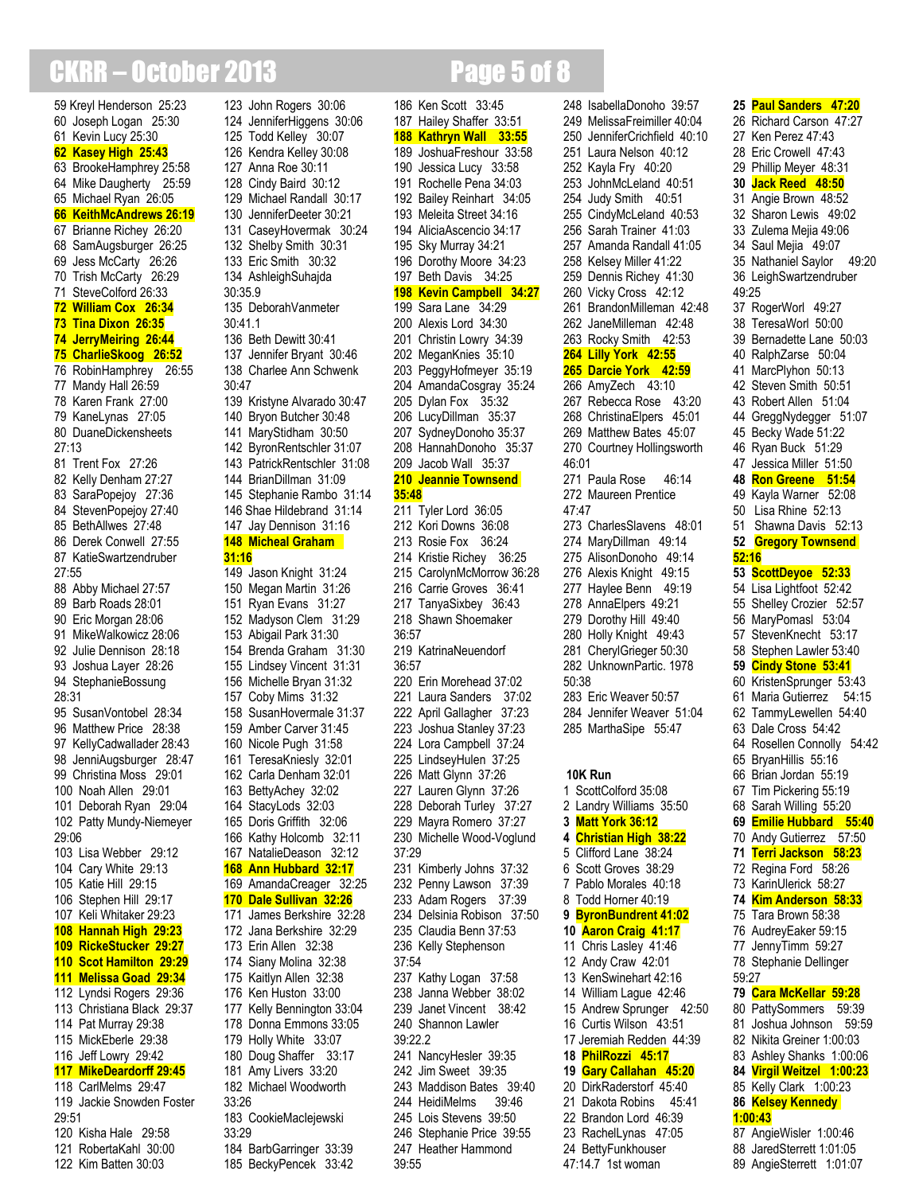59 Kreyl Henderson 25:23
60 Joseph Logan 25:30
61 Kevin Lucy 25:30
**62 Kasey High 25:43**
63 BrookeHamphrey 25:58
64 Mike Daugherty 25:59
65 Michael Ryan 26:05
**66 KeithMcAndrews 26:19**
67 Brianne Richey 26:20
68 SamAugsburger 26:25
69 Jess McCarty 26:26
70 Trish McCarty 26:29
71 SteveColford 26:33
**72 William Cox 26:34**
**73 Tina Dixon 26:35**
**74 JerryMeiring 26:44**
**75 CharlieSkoog 26:52**
76 RobinHamphrey 26:55
77 Mandy Hall 26:59
78 Karen Frank 27:00
79 KaneLynas 27:05
80 DuaneDickensheets 27:13
81 Trent Fox 27:26
82 Kelly Denham 27:27
83 SaraPopejoy 27:36
84 StevenPopejoy 27:40
85 BethAllwes 27:48
86 Derek Conwell 27:55
87 KatieSwartzendruber 27:55
88 Abby Michael 27:57
89 Barb Roads 28:01
90 Eric Morgan 28:06
91 MikeWalkowicz 28:06
92 Julie Dennison 28:18
93 Joshua Layer 28:26
94 StephanieBossung 28:31
95 SusanVontobel 28:34
96 Matthew Price 28:38
97 KellyCadwallader 28:43
98 JenniAugsburger 28:47
99 Christina Moss 29:01
100 Noah Allen 29:01
101 Deborah Ryan 29:04
102 Patty Mundy-Niemeyer 29:06
103 Lisa Webber 29:12
104 Cary White 29:13
105 Katie Hill 29:15
106 Stephen Hill 29:17
107 Keli Whitaker 29:23
**108 Hannah High 29:23**
**109 RickeStucker 29:27**
**110 Scot Hamilton 29:29**
**111 Melissa Goad 29:34**
112 Lyndsi Rogers 29:36
113 Christiana Black 29:37
114 Pat Murray 29:38
115 MickEberle 29:38
116 Jeff Lowry 29:42
**117 MikeDeardorff 29:45**
118 CarlMelms 29:47
119 Jackie Snowden Foster 29:51
120 Kisha Hale 29:58
121 RobertaKahl 30:00
122 Kim Batten 30:03
123 John Rogers 30:06
124 JenniferHiggens 30:06
125 Todd Kelley 30:07
126 Kendra Kelley 30:08
127 Anna Roe 30:11
128 Cindy Baird 30:14
129 Michael Randall 30:17
130 JenniferDeeter 30:21
131 CaseyHovermak 30:24
132 Shelby Smith 30:31
133 Eric Smith 30:32
134 AshleighSuhajda 30:35.9
135 DeborahVanmeter 30:41.1
136 Beth Dewitt 30:41
137 Jennifer Bryant 30:46
138 Charlee Ann Schwenk 30:47
139 Kristyne Alvarado 30:47
140 Bryon Butcher 30:48
141 MaryStidham 30:50
142 ByronRentschler 31:07
143 PatrickRentschler 31:08
144 BrianDillman 31:09
145 Stephanie Rambo 31:14
146 Shae Hildebrand 31:14
147 Jay Dennison 31:16
**148 Micheal Graham 31:16**
149 Jason Knight 31:24
150 Megan Martin 31:26
151 Ryan Evans 31:27
152 Madyson Clem 31:29
153 Abigail Park 31:30
154 Brenda Graham 31:30
155 Lindsey Vincent 31:31
156 Michelle Bryan 31:32
157 Coby Mims 31:32
158 SusanHovermale 31:37
159 Amber Carver 31:45
160 Nicole Pugh 31:58
161 TeresaKniesly 32:01
162 Carla Denham 32:01
163 BettyAchey 32:02
164 StacyLods 32:03
165 Doris Griffith 32:06
166 Kathy Holcomb 32:11
167 NatalieDeason 32:12
**168 Ann Hubbard 32:17**
169 AmandaCreager 32:25
**170 Dale Sullivan 32:26**
171 James Berkshire 32:28
172 Jana Berkshire 32:29
173 Erin Allen 32:38
174 Siany Molina 32:38
175 Kaitlyn Allen 32:38
176 Ken Huston 33:00
177 Kelly Bennington 33:04
178 Donna Emmons 33:05
179 Holly White 33:07
180 Doug Shaffer 33:17
181 Amy Livers 33:20
182 Michael Woodworth 33:26
183 CookieMaclejewski 33:29
184 BarbGarringer 33:39
185 BeckyPencek 33:42
186 Ken Scott 33:45
187 Hailey Shaffer 33:51
**188 Kathryn Wall 33:55**
189 JoshuaFreshour 33:58
190 Jessica Lucy 33:58
191 Rochelle Pena 34:03
192 Bailey Reinhart 34:05
193 Meleita Street 34:16
194 AliciaAscencio 34:17
195 Sky Murray 34:21
196 Dorothy Moore 34:23
197 Beth Davis 34:25
**198 Kevin Campbell 34:27**
199 Sara Lane 34:29
200 Alexis Lord 34:30
201 Christin Lowry 34:39
202 MeganKines 35:10
203 PeggyHofmeyer 35:19
204 AmandaCosgray 35:24
205 Dylan Fox 35:32
206 LucyDillman 35:37
207 SydneyDonoho 35:37
208 HannahDonoho 35:37
209 Jacob Wall 35:37
**210 Jeannie Townsend 35:48**
211 Tyler Lord 36:05
212 Kori Downs 36:08
213 Rosie Fox 36:24
214 Kristie Richey 36:25
215 CarolynMcMorrow 36:28
216 Carrie Groves 36:41
217 TanyaSixbey 36:43
218 Shawn Shoemaker 36:57
219 KatrinaNeuendorf 36:57
220 Erin Morehead 37:02
221 Laura Sanders 37:02
222 April Gallagher 37:23
223 Joshua Stanley 37:23
224 Lora Campbell 37:24
225 LindseyHulen 37:25
226 Matt Glynn 37:26
227 Lauren Glynn 37:26
228 Deborah Turley 37:27
229 Mayra Romero 37:27
230 Michelle Wood-Voglund 37:29
231 Kimberly Johns 37:32
232 Penny Lawson 37:39
233 Adam Rogers 37:39
234 Delsinia Robison 37:50
235 Claudia Benn 37:53
236 Kelly Stephenson 37:54
237 Kathy Logan 37:58
238 Janna Webber 38:02
239 Janet Vincent 38:42
240 Shannon Lawler 39:22.2
241 NancyHesler 39:35
242 Jim Sweet 39:35
243 Maddison Bates 39:40
244 HeidiMelms 39:46
245 Lois Stevens 39:50
246 Stephanie Price 39:55
247 Heather Hammond 39:55
248 IsabellaDonoho 39:57
249 MelissaFreimiller 40:04
250 JenniferCrichfield 40:10
251 Laura Nelson 40:12
252 Kayla Fry 40:20
253 JohnMcLeland 40:51
254 Judy Smith 40:51
255 CindyMcLeland 40:53
256 Sarah Trainer 41:03
257 Amanda Randall 41:05
258 Kelsey Miller 41:22
259 Dennis Richey 41:30
260 Vicky Cross 42:12
261 BrandonMilleman 42:48
262 JaneMilleman 42:48
263 Rocky Smith 42:53
**264 Lilly York 42:55**
**265 Darcie York 42:59**
266 AmyZech 43:10
267 Rebecca Rose 43:20
268 ChristinaElpers 45:01
269 Matthew Bates 45:07
270 Courtney Hollingsworth 46:01
271 Paula Rose 46:14
272 Maureen Prentice 47:47
273 CharlesSlavens 48:01
274 MaryDillman 49:14
275 AlisonDonoho 49:14
276 Alexis Knight 49:15
277 Haylee Benn 49:19
278 AnnaElpers 49:21
279 Dorothy Hill 49:40
280 Holly Knight 49:43
281 CherylGrieger 50:30
282 UnknownPartic. 1978 50:38
283 Eric Weaver 50:57
284 Jennifer Weaver 51:04
285 MarthaSipe 55:47

## 10K Run

1 ScottColford 35:08
2 Landry Williams 35:50
**3 Matt York 36:12**
**4 Christian High 38:22**
5 Clifford Lane 38:24
6 Scott Groves 38:29
7 Pablo Morales 40:18
8 Todd Horner 40:19
**9 ByronBundrent 41:02**
**10 Aaron Craig 41:17**
11 Chris Lasley 41:46
12 Andy Craw 42:01
13 KenSwinehart 42:16
14 William Lague 42:46
15 Andrew Sprunger 42:50
16 Curtis Wilson 43:51
17 Jeremiah Redden 44:39
**18 PhilRozzi 45:17**
**19 Gary Callahan 45:20**
20 DirkRaderstorf 45:40
21 Dakota Robins 45:41
22 Brandon Lord 46:39
23 RachelLynas 47:05
24 BettyFunkhouser 47:14.7 1st woman
**25 Paul Sanders 47:20**
26 Richard Carson 47:27
27 Ken Perez 47:43
28 Eric Crowell 47:43
29 Phillip Meyer 48:31
**30 Jack Reed 48:50**
31 Angie Brown 48:52
32 Sharon Lewis 49:02
33 Zulema Mejia 49:06
34 Saul Mejia 49:07
35 Nathaniel Saylor 49:20
36 LeighSwartzendruber 49:25
37 RogerWorl 49:27
38 TeresaWorl 50:00
39 Bernadette Lane 50:03
40 RalphZarse 50:04
41 MarcPlyhon 50:13
42 Steven Smith 50:51
43 Robert Allen 51:04
44 GreggNydegger 51:07
45 Becky Wade 51:22
46 Ryan Buck 51:29
47 Jessica Miller 51:50
**48 Ron Greene 51:54**
49 Kayla Warner 52:08
50 Lisa Rhine 52:13
51 Shawna Davis 52:13
**52 Gregory Townsend 52:16**
**53 ScottDeyoe 52:33**
54 Lisa Lightfoot 52:42
55 Shelley Crozier 52:57
56 MaryPomasl 53:04
57 StevenKnecht 53:17
58 Stephen Lawler 53:40
**59 Cindy Stone 53:41**
60 KristenSprunger 53:43
61 Maria Gutierrez 54:15
62 TammyLewellen 54:40
63 Dale Cross 54:42
64 Rosellen Connolly 54:42
65 BryanHillis 55:16
66 Brian Jordan 55:19
67 Tim Pickering 55:19
68 Sarah Willing 55:20
**69 Emilie Hubbard 55:40**
70 Andy Gutierrez 57:50
**71 Terri Jackson 58:23**
72 Regina Ford 58:26
73 KarinUlerick 58:27
**74 Kim Anderson 58:33**
75 Tara Brown 58:38
76 AudreyEaker 59:15
77 JennyTimm 59:27
78 Stephanie Dellinger 59:27
**79 Cara McKellar 59:28**
80 PattySommers 59:39
81 Joshua Johnson 59:59
82 Nikita Greiner 1:00:03
83 Ashley Shanks 1:00:06
**84 Virgil Weitzel 1:00:23**
85 Kelly Clark 1:00:23
**86 Kelsey Kennedy 1:00:43**
87 AngieWisler 1:00:46
88 JaredSterrett 1:01:05
89 AngieSterrett 1:01:07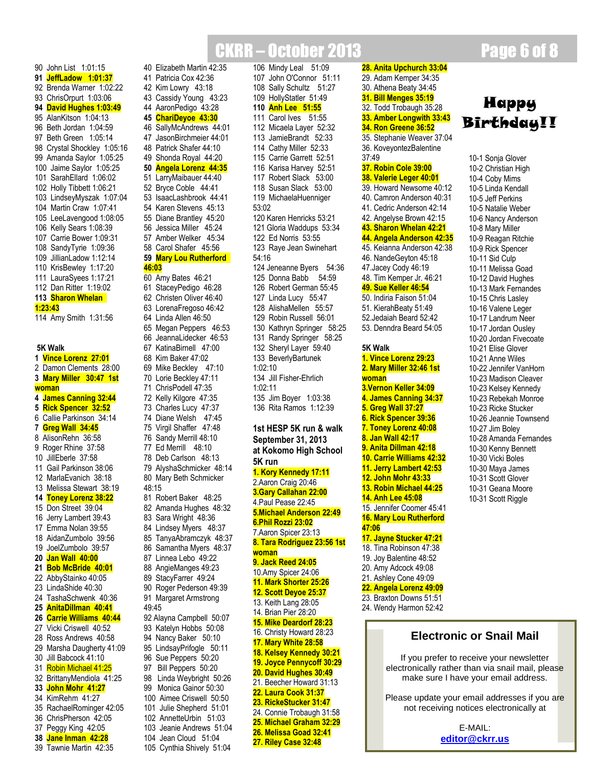90 John List 1:01:15
**91 JeffLadow 1:01:37**
92 Brenda Warner 1:02:22
93 ChrisOrpurt 1:03:06
**94 David Hughes 1:03:49**
95 AlanKitson 1:04:13
96 Beth Jordan 1:04:59
97 Beth Green 1:05:14
98 Crystal Shockley 1:05:16
99 Amanda Saylor 1:05:25
100 Jaime Saylor 1:05:25
101 SarahEllard 1:06:02
102 Holly Tibbett 1:06:21
103 LindseyMyszak 1:07:04
104 Martin Craw 1:07:41
105 LeeLavengood 1:08:05
106 Kelly Sears 1:08:39
107 Carrie Bower 1:09:31
108 SandyTyrie 1:09:36
109 JillianLadow 1:12:14
110 KrisBewley 1:17:20
111 LauraSyees 1:17:21
112 Dan Ritter 1:19:02
**113 Sharon Whelan 1:23:43**
114 Amy Smith 1:31:56

### 5K Walk

**1 Vince Lorenz 27:01**
2 Damon Clements 28:00
**3 Mary Miller 30:47 1st woman**
**4 James Canning 32:44**
**5 Rick Spencer 32:52**
6 Callie Parkinson 34:14
**7 Greg Wall 34:45**
8 AlisonRehn 36:58
9 Roger Rhine 37:58
10 JillEberle 37:58
11 Gail Parkinson 38:06
12 MarlaEvanich 38:18
13 Melissa Stewart 38:19
**14 Toney Lorenz 38:22**
15 Don Street 39:04
16 Jerry Lambert 39:43
17 Emma Nolan 39:55
18 AidanZumbolo 39:56
19 JoelZumbolo 39:57
**20 Jan Wall 40:00**
**21 Bob McBride 40:01**
22 AbbyStainko 40:05
23 LindaShide 40:30
24 TashaSchwenk 40:36
**25 AnitaDillman 40:41**
**26 Carrie Williams 40:44**
27 Vicki Criswell 40:52
28 Ross Andrews 40:58
29 Marsha Daugherty 41:09
30 Jill Babcock 41:10
31 Robin Michael 41:25
32 BrittanyMendiola 41:25
**33 John Mohr 41:27**
34 KimRehm 41:27
35 RachaelRominger 42:05
36 ChrisPherson 42:05
37 Peggy King 42:05
**38 Jane Inman 42:28**
39 Tawnie Martin 42:35
40 Elizabeth Martin 42:35
41 Patricia Cox 42:36
42 Kim Lowry 43:18
43 Cassidy Young 43:23
44 AaronPedigo 43:28
**45 CharlDeyoe 43:30**
46 SallyMcAndrews 44:01
47 JasonBirchmeier 44:01
48 Patrick Shafer 44:10
49 Shonda Royal 44:20
**50 Angela Lorenz 44:35**
51 LarryMaibauer 44:40
52 Bryce Coble 44:41
53 IsaacLashbrook 44:41
54 Karen Stevens 45:13
55 Diane Brantley 45:20
56 Jessica Miller 45:24
57 Amber Welker 45:34
58 Carol Shafer 45:56
**59 Mary Lou Rutherford 46:03**
60 Amy Bates 46:21
61 StaceyPedigo 46:28
62 Christen Oliver 46:40
63 LorenaFregoso 46:42
64 Linda Allen 46:50
65 Megan Peppers 46:53
66 JeannaLidecker 46:53
67 KatinaBirnell 47:00
68 Kim Baker 47:02
69 Mike Beckley 47:10
70 Lorie Beckley 47:11
71 ChrisPodell 47:35
72 Kelly Kilgore 47:35
73 Charles Lucy 47:37
74 Diane Welsh 47:45
75 Virgil Shaffer 47:48
76 Sandy Merrill 48:10
77 Ed Merrill 48:10
78 Deb Carlson 48:13
79 AlyshaSchmicker 48:14
80 Mary Beth Schmicker 48:15
81 Robert Baker 48:25
82 Amanda Hughes 48:32
83 Sara Wright 48:36
84 Lindsey Myers 48:37
85 TanyaAbramczyk 48:37
86 Samantha Myers 48:37
87 Linnea Lebo 49:22
88 AngieManges 49:23
89 StacyFarrer 49:24
90 Roger Pederson 49:39
91 Margaret Armstrong 49:45
92 Alayna Campbell 50:07
93 Katelyn Hobbs 50:08
94 Nancy Baker 50:10
95 LindsayPrifogle 50:11
96 Sue Peppers 50:20
97 Bill Peppers 50:20
98 Linda Weybright 50:26
99 Monica Gainor 50:30
100 Aimee Criswell 50:50
101 Julie Shepherd 51:01
102 AnnetteUrbin 51:03
103 Jeanie Andrews 51:04
104 Jean Cloud 51:04
105 Cynthia Shively 51:04
106 Mindy Leal 51:09
107 John O'Connor 51:11
108 Sally Schultz 51:27
109 HollyStatler 51:49
**110 Anh Lee 51:55**
111 Carol Ives 51:55
112 Micaela Layer 52:32
113 JamieBrandt 52:33
114 Cathy Miller 52:33
115 Carrie Garrett 52:51
116 Karisa Harvey 52:51
117 Robert Slack 53:00
118 Susan Slack 53:00
119 MichaelaHuenniger 53:02
120 Karen Henricks 53:21
121 Gloria Waddups 53:34
122 Ed Norris 53:55
123 Raye Jean Swinehart 54:16
124 Jeneanne Byers 54:36
125 Donna Babb 54:59
126 Robert German 55:45
127 Linda Lucy 55:47
128 AlishaMellen 55:57
129 Robin Russell 56:01
130 Kathryn Springer 58:25
131 Randy Springer 58:25
132 Sheryl Layer 59:40
133 BeverlyBartunek 1:02:10
134 Jill Fisher-Ehrlich 1:02:11
135 Jim Boyer 1:03:38
136 Rita Ramos 1:12:39

## 1st HESP 5K run & walk September 31, 2013 at Kokomo High School

### 5K run

**1. Kory Kennedy 17:11**
2.Aaron Craig 20:46
**3.Gary Callahan 22:00**
4.Paul Pease 22:45
**5.Michael Anderson 22:49**
**6.Phil Rozzi 23:02**
7.Aaron Spicer 23:13
**8. Tara Rodriguez 23:56 1st woman**
**9. Jack Reed 24:05**
10.Amy Spicer 24:06
**11. Mark Shorter 25:26**
**12. Scott Deyoe 25:37**
13. Keith Lang 28:05
14. Brian Pier 28:20
**15. Mike Deardorf 28:23**
16. Christy Howard 28:23
**17. Mary White 28:58**
**18. Kelsey Kennedy 30:21**
**19. Joyce Pennycoff 30:29**
**20. David Hughes 30:49**
21. Beecher Howard 31:13
**22. Laura Cook 31:37**
**23. RickeStucker 31:47**
24. Connie Trobaugh 31:58
**25. Michael Graham 32:29**
**26. Melissa Goad 32:41**
**27. Riley Case 32:48**
**28. Anita Upchurch 33:04**
29. Adam Kemper 34:35
30. Athena Beaty 34:45
**31. Bill Menges 35:19**
32. Todd Trobaugh 35:28
**33. Amber Longwith 33:43**
**34. Ron Greene 36:52**
35. Stephanie Weaver 37:04
36. KoveyontezBalentine 37:49
**37. Robin Cole 39:00**
**38. Valerie Leger 40:01**
39. Howard Newsome 40:12
40. Camron Anderson 40:31
41. Cedric Anderson 42:14
42. Angelyse Brown 42:15
**43. Sharon Whelan 42:21**
**44. Angela Anderson 42:35**
45. Keianna Anderson 42:38
46. NandeGeyton 45:18
47.Jacey Cody 46:19
48. Tim Kemper Jr. 46:21
**49. Sue Keller 46:54**
50. Indiria Faison 51:04
51. KierahBeaty 51:49
52.Jedaiah Beard 52:42
53. Denndra Beard 54:05

### 5K Walk

**1. Vince Lorenz 29:23**
**2. Mary Miller 32:46 1st woman**
**3.Vernon Keller 34:09**
**4. James Canning 34:37**
**5. Greg Wall 37:27**
**6. Rick Spencer 39:36**
**7. Toney Lorenz 40:08**
**8. Jan Wall 42:17**
**9. Anita Dillman 42:18**
**10. Carrie Williams 42:32**
**11. Jerry Lambert 42:53**
**12. John Mohr 43:33**
**13. Robin Michael 44:25**
**14. Anh Lee 45:08**
15. Jennifer Coomer 45:41
**16. Mary Lou Rutherford 47:06**
**17. Jayne Stucker 47:21**
18. Tina Robinson 47:38
19. Joy Balentine 48:52
20. Amy Adcock 49:08
21. Ashley Cone 49:09
**22. Angela Lorenz 49:09**
23. Braxton Downs 51:51
24. Wendy Harmon 52:42

## Happy Birthday!!

10-1 Sonja Glover
10-2 Christian High
10-4 Coby Mims
10-5 Linda Kendall
10-5 Jeff Perkins
10-5 Natalie Weber
10-6 Nancy Anderson
10-8 Mary Miller
10-9 Reagan Ritchie
10-9 Rick Spencer
10-11 Sid Culp
10-11 Melissa Goad
10-12 David Hughes
10-13 Mark Fernandes
10-15 Chris Lasley
10-16 Valene Leger
10-17 Landrum Neer
10-17 Jordan Ousley
10-20 Jordan Fivecoate
10-21 Elise Glover
10-21 Anne Wiles
10-22 Jennifer VanHorn
10-23 Madison Cleaver
10-23 Kelsey Kennedy
10-23 Rebekah Monroe
10-23 Ricke Stucker
10-26 Jeannie Townsend
10-27 Jim Boley
10-28 Amanda Fernandes
10-30 Kenny Bennett
10-30 Vicki Boles
10-30 Maya James
10-31 Scott Glover
10-31 Geana Moore
10-31 Scott Riggle

### Electronic or Snail Mail

If you prefer to receive your newsletter electronically rather than via snail mail, please make sure I have your email address.

Please update your email addresses if you are not receiving notices electronically at

E-MAIL:
**editor@ckrr.us**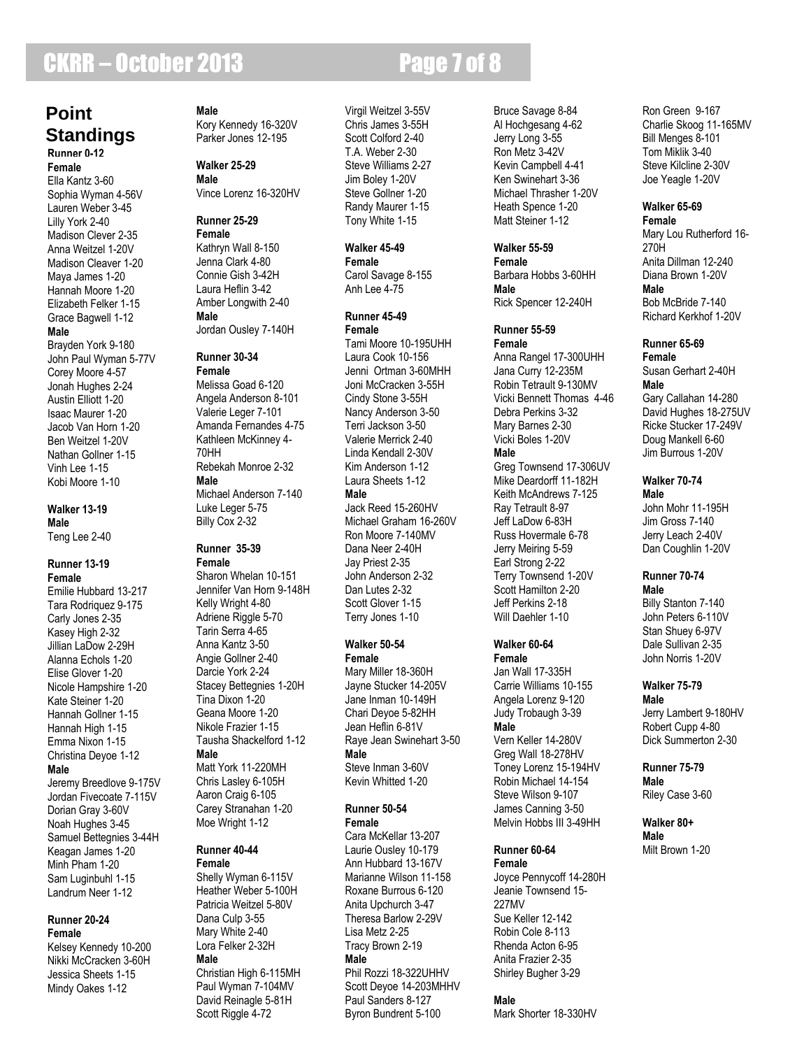# Point Standings

**Runner 0-12**

**Female**

Ella Kantz 3-60
Sophia Wyman 4-56V
Lauren Weber 3-45
Lilly York 2-40
Madison Clever 2-35
Anna Weitzel 1-20V
Madison Cleaver 1-20
Maya James 1-20
Hannah Moore 1-20
Elizabeth Felker 1-15
Grace Bagwell 1-12

**Male**

Brayden York 9-180
John Paul Wyman 5-77V
Corey Moore 4-57
Jonah Hughes 2-24
Austin Elliott 1-20
Isaac Maurer 1-20
Jacob Van Horn 1-20
Ben Weitzel 1-20V
Nathan Gollner 1-15
Vinh Lee 1-15
Kobi Moore 1-10

**Walker 13-19**

**Male**

Teng Lee 2-40

**Runner 13-19**

**Female**

Emilie Hubbard 13-217
Tara Rodriquez 9-175
Carly Jones 2-35
Kasey High 2-32
Jillian LaDow 2-29H
Alanna Echols 1-20
Elise Glover 1-20
Nicole Hampshire 1-20
Kate Steiner 1-20
Hannah Gollner 1-15
Hannah High 1-15
Emma Nixon 1-15
Christina Deyoe 1-12

**Male**

Jeremy Breedlove 9-175V
Jordan Fivecoate 7-115V
Dorian Gray 3-60V
Noah Hughes 3-45
Samuel Bettegnies 3-44H
Keagan James 1-20
Minh Pham 1-20
Sam Luginbuhl 1-15
Landrum Neer 1-12

**Runner 20-24**

**Female**

Kelsey Kennedy 10-200
Nikki McCracken 3-60H
Jessica Sheets 1-15
Mindy Oakes 1-12

**Male**

Kory Kennedy 16-320V
Parker Jones 12-195

**Walker 25-29**

**Male**

Vince Lorenz 16-320HV

**Runner 25-29**

**Female**

Kathryn Wall 8-150
Jenna Clark 4-80
Connie Gish 3-42H
Laura Heflin 3-42
Amber Longwith 2-40

**Male**

Jordan Ousley 7-140H

**Runner 30-34**

**Female**

Melissa Goad 6-120
Angela Anderson 8-101
Valerie Leger 7-101
Amanda Fernandes 4-75
Kathleen McKinney 4-70HH
Rebekah Monroe 2-32

**Male**

Michael Anderson 7-140
Luke Leger 5-75
Billy Cox 2-32

**Runner 35-39**

**Female**

Sharon Whelan 10-151
Jennifer Van Horn 9-148H
Kelly Wright 4-80
Adriene Riggle 5-70
Tarin Serra 4-65
Anna Kantz 3-50
Angie Gollner 2-40
Darcie York 2-24
Stacey Bettegnies 1-20H
Tina Dixon 1-20
Geana Moore 1-20
Nikole Frazier 1-15
Tausha Shackelford 1-12

**Male**

Matt York 11-220MH
Chris Lasley 6-105H
Aaron Craig 6-105
Carey Stranahan 1-20
Moe Wright 1-12

**Runner 40-44**

**Female**

Shelly Wyman 6-115V
Heather Weber 5-100H
Patricia Weitzel 5-80V
Dana Culp 3-55
Mary White 2-40
Lora Felker 2-32H

**Male**

Christian High 6-115MH
Paul Wyman 7-104MV
David Reinagle 5-81H
Scott Riggle 4-72
Virgil Weitzel 3-55V
Chris James 3-55H
Scott Colford 2-40
T.A. Weber 2-30
Steve Williams 2-27
Jim Boley 1-20V
Steve Gollner 1-20
Randy Maurer 1-15
Tony White 1-15

**Walker 45-49**

**Female**

Carol Savage 8-155
Anh Lee 4-75

**Runner 45-49**

**Female**

Tami Moore 10-195UHH
Laura Cook 10-156
Jenni Ortman 3-60MHH
Joni McCracken 3-55H
Cindy Stone 3-55H
Nancy Anderson 3-50
Terri Jackson 3-50
Valerie Merrick 2-40
Linda Kendall 2-30V
Kim Anderson 1-12
Laura Sheets 1-12

**Male**

Jack Reed 15-260HV
Michael Graham 16-260V
Ron Moore 7-140MV
Dana Neer 2-40H
Jay Priest 2-35
John Anderson 2-32
Dan Lutes 2-32
Scott Glover 1-15
Terry Jones 1-10

**Walker 50-54**

**Female**

Mary Miller 18-360H
Jayne Stucker 14-205V
Jane Inman 10-149H
Chari Deyoe 5-82HH
Jean Heflin 6-81V
Raye Jean Swinehart 3-50

**Male**

Steve Inman 3-60V
Kevin Whitted 1-20

**Runner 50-54**

**Female**

Cara McKellar 13-207
Laurie Ousley 10-179
Ann Hubbard 13-167V
Marianne Wilson 11-158
Roxane Burrous 6-120
Anita Upchurch 3-47
Theresa Barlow 2-29V
Lisa Metz 2-25
Tracy Brown 2-19

**Male**

Phil Rozzi 18-322UHHV
Scott Deyoe 14-203MHHV
Paul Sanders 8-127
Byron Bundrent 5-100
Bruce Savage 8-84
Al Hochgesang 4-62
Jerry Long 3-55
Ron Metz 3-42V
Kevin Campbell 4-41
Ken Swinehart 3-36
Michael Thrasher 1-20V
Heath Spence 1-20
Matt Steiner 1-12

**Walker 55-59**

**Female**

Barbara Hobbs 3-60HH

**Male**

Rick Spencer 12-240H

**Runner 55-59**

**Female**

Anna Rangel 17-300UHH
Jana Curry 12-235M
Robin Tetrault 9-130MV
Vicki Bennett Thomas 4-46
Debra Perkins 3-32
Mary Barnes 2-30
Vicki Boles 1-20V

**Male**

Greg Townsend 17-306UV
Mike Deardorff 11-182H
Keith McAndrews 7-125
Ray Tetrault 8-97
Jeff LaDow 6-83H
Russ Hovermale 6-78
Jerry Meiring 5-59
Earl Strong 2-22
Terry Townsend 1-20V
Scott Hamilton 2-20
Jeff Perkins 2-18
Will Daehler 1-10

**Walker 60-64**

**Female**

Jan Wall 17-335H
Carrie Williams 10-155
Angela Lorenz 9-120
Judy Trobaugh 3-39

**Male**

Vern Keller 14-280V
Greg Wall 18-278HV
Toney Lorenz 15-194HV
Robin Michael 14-154
Steve Wilson 9-107
James Canning 3-50
Melvin Hobbs III 3-49HH

**Runner 60-64**

**Female**

Joyce Pennycoff 14-280H
Jeanie Townsend 15-227MV
Sue Keller 12-142
Robin Cole 8-113
Rhenda Acton 6-95
Anita Frazier 2-35
Shirley Bugher 3-29

**Male**

Mark Shorter 18-330HV
Ron Green 9-167
Charlie Skoog 11-165MV
Bill Menges 8-101
Tom Miklik 3-40
Steve Kilcline 2-30V
Joe Yeagle 1-20V

**Walker 65-69**

**Female**

Mary Lou Rutherford 16-270H
Anita Dillman 12-240
Diana Brown 1-20V

**Male**

Bob McBride 7-140
Richard Kerkhof 1-20V

**Runner 65-69**

**Female**

Susan Gerhart 2-40H

**Male**

Gary Callahan 14-280
David Hughes 18-275UV
Ricke Stucker 17-249V
Doug Mankell 6-60
Jim Burrous 1-20V

**Walker 70-74**

**Male**

John Mohr 11-195H
Jim Gross 7-140
Jerry Leach 2-40V
Dan Coughlin 1-20V

**Runner 70-74**

**Male**

Billy Stanton 7-140
John Peters 6-110V
Stan Shuey 6-97V
Dale Sullivan 2-35
John Norris 1-20V

**Walker 75-79**

**Male**

Jerry Lambert 9-180HV
Robert Cupp 4-80
Dick Summerton 2-30

**Runner 75-79**

**Male**

Riley Case 3-60

**Walker 80+**

**Male**

Milt Brown 1-20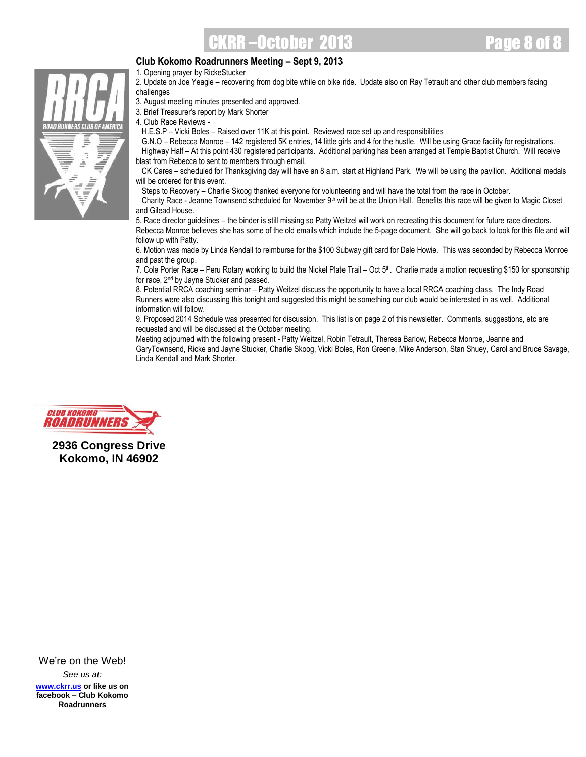## Club Kokomo Roadrunners Meeting – Sept 9, 2013

1. Opening prayer by RickeStucker
2. Update on Joe Yeagle – recovering from dog bite while on bike ride. Update also on Ray Tetrault and other club members facing challenges
3. August meeting minutes presented and approved.
3. Brief Treasurer's report by Mark Shorter
4. Club Race Reviews -
   H.E.S.P – Vicki Boles – Raised over 11K at this point. Reviewed race set up and responsibilities
   G.N.O – Rebecca Monroe – 142 registered 5K entries, 14 little girls and 4 for the hustle. Will be using Grace facility for registrations.
   Highway Half – At this point 430 registered participants. Additional parking has been arranged at Temple Baptist Church. Will receive blast from Rebecca to sent to members through email.
   CK Cares – scheduled for Thanksgiving day will have an 8 a.m. start at Highland Park. We will be using the pavilion. Additional medals will be ordered for this event.
   Steps to Recovery – Charlie Skoog thanked everyone for volunteering and will have the total from the race in October.
   Charity Race - Jeanne Townsend scheduled for November 9th will be at the Union Hall. Benefits this race will be given to Magic Closet and Gilead House.
5. Race director guidelines – the binder is still missing so Patty Weitzel will work on recreating this document for future race directors. Rebecca Monroe believes she has some of the old emails which include the 5-page document. She will go back to look for this file and will follow up with Patty.
6. Motion was made by Linda Kendall to reimburse for the $100 Subway gift card for Dale Howie. This was seconded by Rebecca Monroe and past the group.
7. Cole Porter Race – Peru Rotary working to build the Nickel Plate Trail – Oct 5th. Charlie made a motion requesting $150 for sponsorship for race, 2nd by Jayne Stucker and passed.
8. Potential RRCA coaching seminar – Patty Weitzel discuss the opportunity to have a local RRCA coaching class. The Indy Road Runners were also discussing this tonight and suggested this might be something our club would be interested in as well. Additional information will follow.
9. Proposed 2014 Schedule was presented for discussion. This list is on page 2 of this newsletter. Comments, suggestions, etc are requested and will be discussed at the October meeting.

Meeting adjourned with the following present - Patty Weitzel, Robin Tetrault, Theresa Barlow, Rebecca Monroe, Jeanne and GaryTownsend, Ricke and Jayne Stucker, Charlie Skoog, Vicki Boles, Ron Greene, Mike Anderson, Stan Shuey, Carol and Bruce Savage, Linda Kendall and Mark Shorter.

**CLUB KOKOMO ROADRUNNERS**

**2936 Congress Drive**
**Kokomo, IN 46902**

We're on the Web!

*See us at:*

**www.ckrr.us or like us on facebook – Club Kokomo Roadrunners**